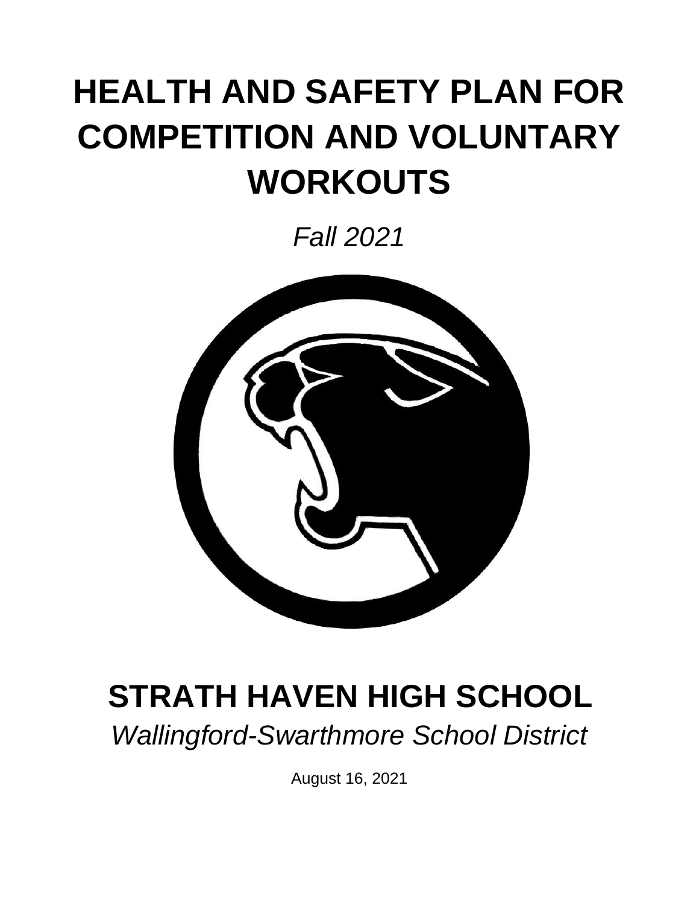# HEALTH AND SAFETY PLAN FOR COMPETITION AND VOLUNTARY WORKOUTS

*Fall 2021*

# STRATH HAVEN HIGH SCHOOL

*Wallingford-Swarthmore School District*

August 16, 2021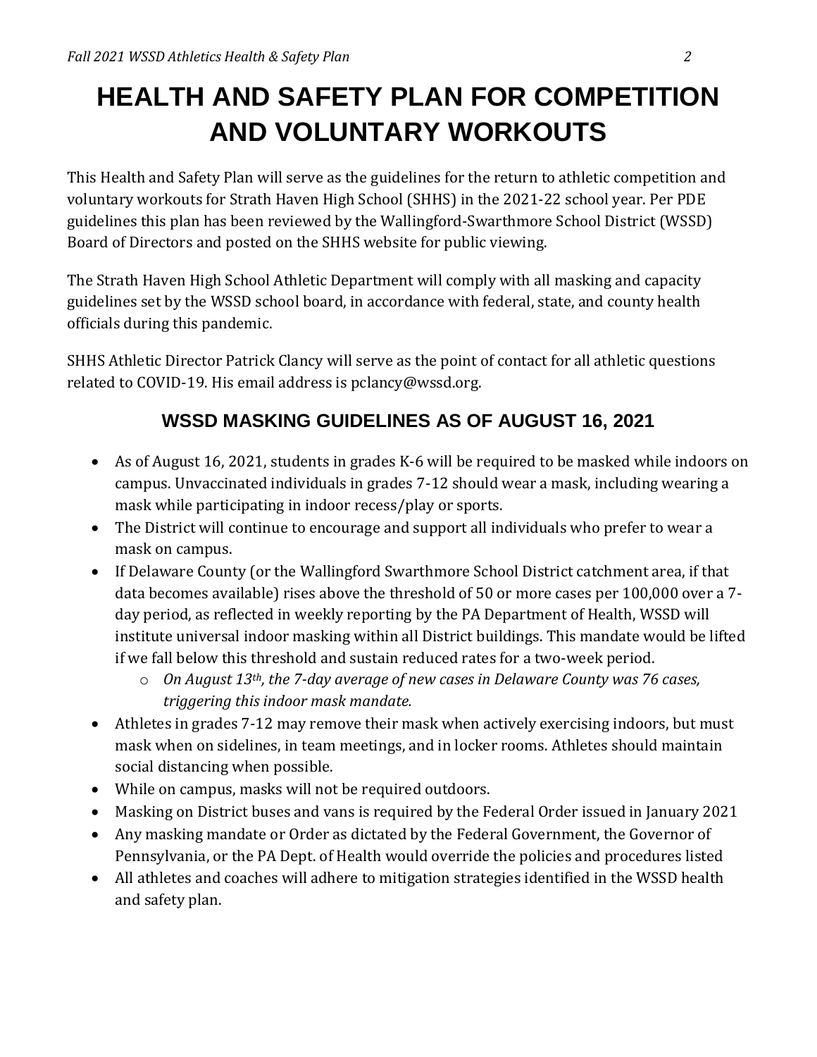# HEALTH AND SAFETY PLAN FOR COMPETITION AND VOLUNTARY WORKOUTS

This Health and Safety Plan will serve as the guidelines for the return to athletic competition and voluntary workouts for Strath Haven High School (SHHS) in the 2021-22 school year. Per PDE guidelines this plan has been reviewed by the Wallingford-Swarthmore School District (WSSD) Board of Directors and posted on the SHHS website for public viewing.

The Strath Haven High School Athletic Department will comply with all masking and capacity guidelines set by the WSSD school board, in accordance with federal, state, and county health officials during this pandemic.

SHHS Athletic Director Patrick Clancy will serve as the point of contact for all athletic questions related to COVID-19. His email address is pclancy@wssd.org.

## WSSD MASKING GUIDELINES AS OF AUGUST 16, 2021

- As of August 16, 2021, students in grades K-6 will be required to be masked while indoors on campus. Unvaccinated individuals in grades 7-12 should wear a mask, including wearing a mask while participating in indoor recess/play or sports.
- The District will continue to encourage and support all individuals who prefer to wear a mask on campus.
- If Delaware County (or the Wallingford Swarthmore School District catchment area, if that data becomes available) rises above the threshold of 50 or more cases per 100,000 over a 7-day period, as reflected in weekly reporting by the PA Department of Health, WSSD will institute universal indoor masking within all District buildings. This mandate would be lifted if we fall below this threshold and sustain reduced rates for a two-week period.
    - *On August 13th, the 7-day average of new cases in Delaware County was 76 cases, triggering this indoor mask mandate.*
- Athletes in grades 7-12 may remove their mask when actively exercising indoors, but must mask when on sidelines, in team meetings, and in locker rooms. Athletes should maintain social distancing when possible.
- While on campus, masks will not be required outdoors.
- Masking on District buses and vans is required by the Federal Order issued in January 2021
- Any masking mandate or Order as dictated by the Federal Government, the Governor of Pennsylvania, or the PA Dept. of Health would override the policies and procedures listed
- All athletes and coaches will adhere to mitigation strategies identified in the WSSD health and safety plan.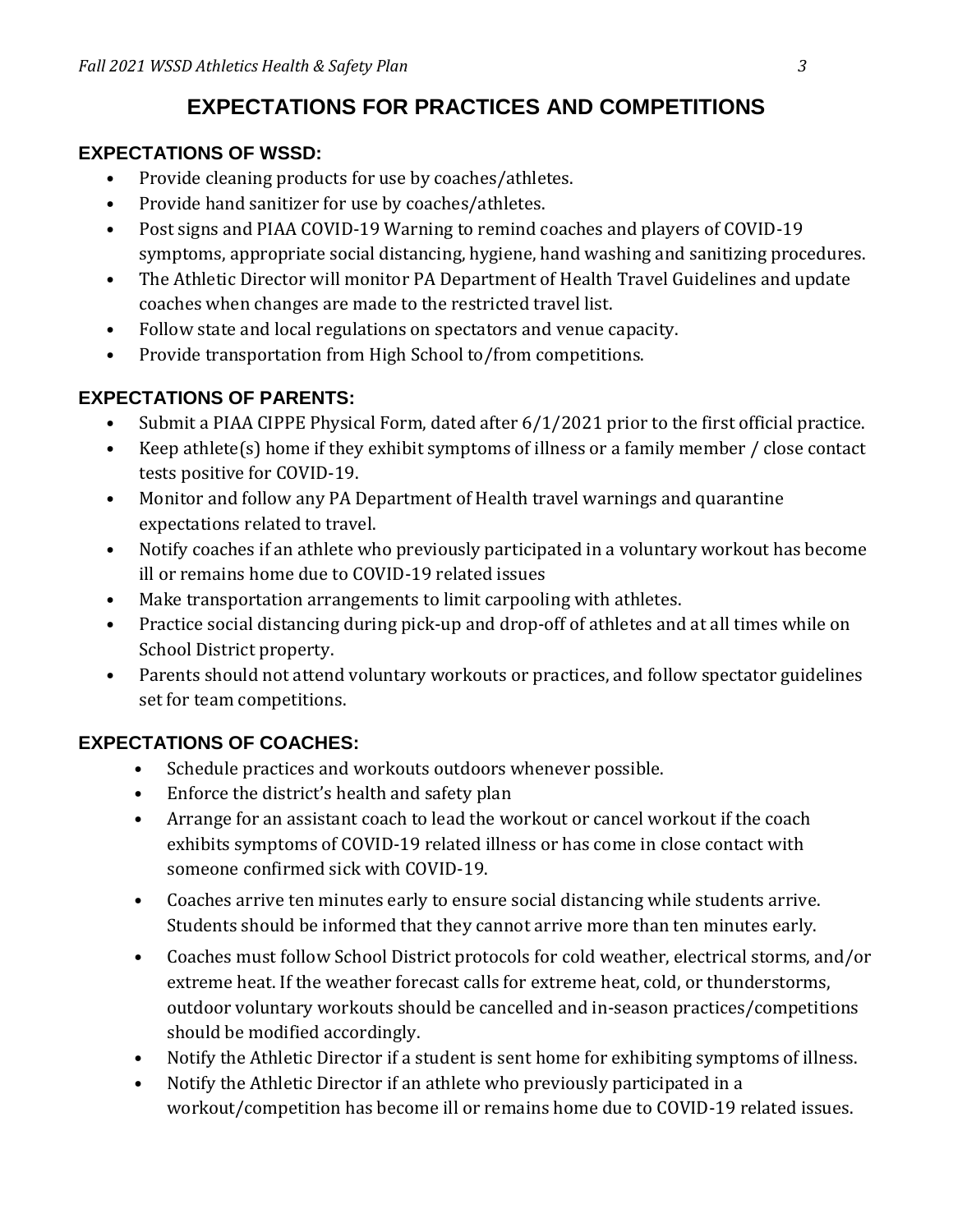# EXPECTATIONS FOR PRACTICES AND COMPETITIONS

## EXPECTATIONS OF WSSD:

- Provide cleaning products for use by coaches/athletes.
- Provide hand sanitizer for use by coaches/athletes.
- Post signs and PIAA COVID-19 Warning to remind coaches and players of COVID-19 symptoms, appropriate social distancing, hygiene, hand washing and sanitizing procedures.
- The Athletic Director will monitor PA Department of Health Travel Guidelines and update coaches when changes are made to the restricted travel list.
- Follow state and local regulations on spectators and venue capacity.
- Provide transportation from High School to/from competitions.

## EXPECTATIONS OF PARENTS:

- Submit a PIAA CIPPE Physical Form, dated after 6/1/2021 prior to the first official practice.
- Keep athlete(s) home if they exhibit symptoms of illness or a family member / close contact tests positive for COVID-19.
- Monitor and follow any PA Department of Health travel warnings and quarantine expectations related to travel.
- Notify coaches if an athlete who previously participated in a voluntary workout has become ill or remains home due to COVID-19 related issues
- Make transportation arrangements to limit carpooling with athletes.
- Practice social distancing during pick-up and drop-off of athletes and at all times while on School District property.
- Parents should not attend voluntary workouts or practices, and follow spectator guidelines set for team competitions.

## EXPECTATIONS OF COACHES:

- Schedule practices and workouts outdoors whenever possible.
- Enforce the district's health and safety plan
- Arrange for an assistant coach to lead the workout or cancel workout if the coach exhibits symptoms of COVID-19 related illness or has come in close contact with someone confirmed sick with COVID-19.
- Coaches arrive ten minutes early to ensure social distancing while students arrive. Students should be informed that they cannot arrive more than ten minutes early.
- Coaches must follow School District protocols for cold weather, electrical storms, and/or extreme heat. If the weather forecast calls for extreme heat, cold, or thunderstorms, outdoor voluntary workouts should be cancelled and in-season practices/competitions should be modified accordingly.
- Notify the Athletic Director if a student is sent home for exhibiting symptoms of illness.
- Notify the Athletic Director if an athlete who previously participated in a workout/competition has become ill or remains home due to COVID-19 related issues.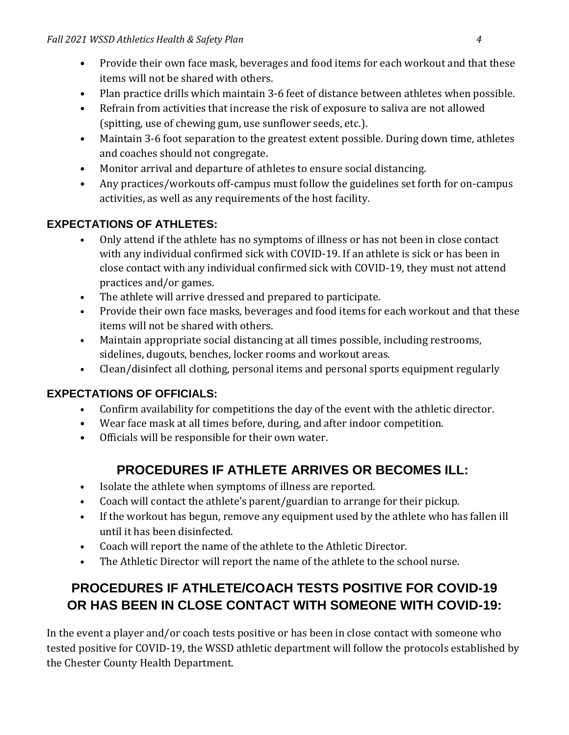- Provide their own face mask, beverages and food items for each workout and that these items will not be shared with others.
- Plan practice drills which maintain 3-6 feet of distance between athletes when possible.
- Refrain from activities that increase the risk of exposure to saliva are not allowed (spitting, use of chewing gum, use sunflower seeds, etc.).
- Maintain 3-6 foot separation to the greatest extent possible. During down time, athletes and coaches should not congregate.
- Monitor arrival and departure of athletes to ensure social distancing.
- Any practices/workouts off-campus must follow the guidelines set forth for on-campus activities, as well as any requirements of the host facility.

### EXPECTATIONS OF ATHLETES:

- Only attend if the athlete has no symptoms of illness or has not been in close contact with any individual confirmed sick with COVID-19. If an athlete is sick or has been in close contact with any individual confirmed sick with COVID-19, they must not attend practices and/or games.
- The athlete will arrive dressed and prepared to participate.
- Provide their own face masks, beverages and food items for each workout and that these items will not be shared with others.
- Maintain appropriate social distancing at all times possible, including restrooms, sidelines, dugouts, benches, locker rooms and workout areas.
- Clean/disinfect all clothing, personal items and personal sports equipment regularly

### EXPECTATIONS OF OFFICIALS:

- Confirm availability for competitions the day of the event with the athletic director.
- Wear face mask at all times before, during, and after indoor competition.
- Officials will be responsible for their own water.

## PROCEDURES IF ATHLETE ARRIVES OR BECOMES ILL:

- Isolate the athlete when symptoms of illness are reported.
- Coach will contact the athlete's parent/guardian to arrange for their pickup.
- If the workout has begun, remove any equipment used by the athlete who has fallen ill until it has been disinfected.
- Coach will report the name of the athlete to the Athletic Director.
- The Athletic Director will report the name of the athlete to the school nurse.

## PROCEDURES IF ATHLETE/COACH TESTS POSITIVE FOR COVID-19 OR HAS BEEN IN CLOSE CONTACT WITH SOMEONE WITH COVID-19:

In the event a player and/or coach tests positive or has been in close contact with someone who tested positive for COVID-19, the WSSD athletic department will follow the protocols established by the Chester County Health Department.